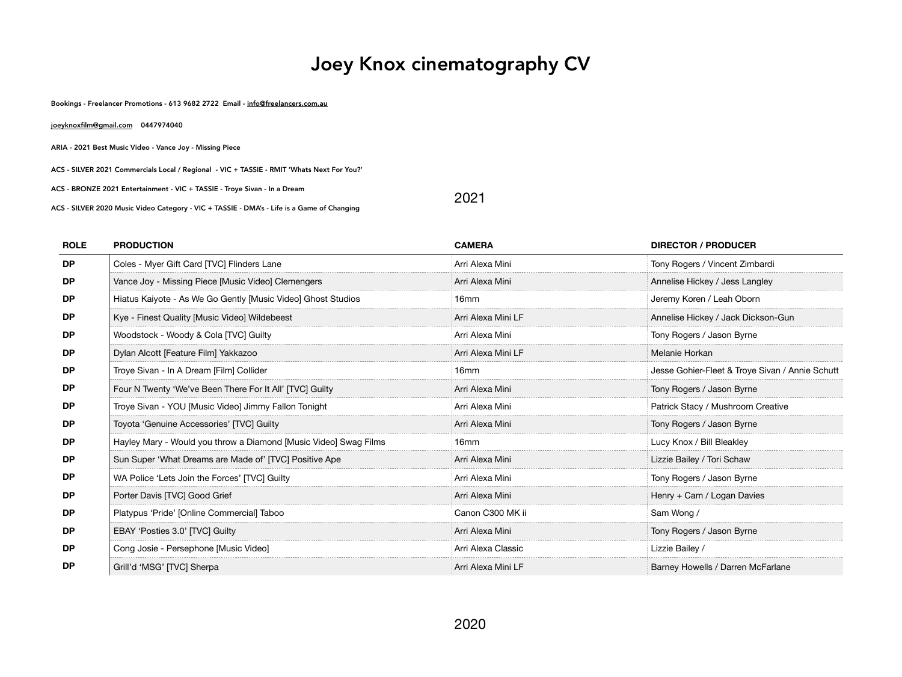# Joey Knox cinematography CV

**Bookings - Freelancer Promotions - 613 9682 2722 Email - info@freelancers.com.au**

**joeyknoxfilm@gmail.com 0447974040**

**ARIA - 2021 Best Music Video - Vance Joy - Missing Piece**

**ACS - SILVER 2021 Commercials Local / Regional - VIC + TASSIE - RMIT 'Whats Next For You?'**

**ACS - BRONZE 2021 Entertainment - VIC + TASSIE - Troye Sivan - In a Dream**

**ACS - SILVER 2020 Music Video Category - VIC + TASSIE - DMA's - Life is a Game of Changing**

## 2021

| ROLE | PRODUCTION | CAMERA | DIRECTOR / PRODUCER |
|---|---|---|---|
| DP | Coles - Myer Gift Card [TVC] Flinders Lane | Arri Alexa Mini | Tony Rogers / Vincent Zimbardi |
| DP | Vance Joy - Missing Piece [Music Video] Clemengers | Arri Alexa Mini | Annelise Hickey / Jess Langley |
| DP | Hiatus Kaiyote - As We Go Gently [Music Video] Ghost Studios | 16mm | Jeremy Koren / Leah Oborn |
| DP | Kye - Finest Quality [Music Video] Wildebeest | Arri Alexa Mini LF | Annelise Hickey / Jack Dickson-Gun |
| DP | Woodstock - Woody & Cola [TVC] Guilty | Arri Alexa Mini | Tony Rogers / Jason Byrne |
| DP | Dylan Alcott [Feature Film] Yakkazoo | Arri Alexa Mini LF | Melanie Horkan |
| DP | Troye Sivan - In A Dream [Film] Collider | 16mm | Jesse Gohier-Fleet & Troye Sivan / Annie Schutt |
| DP | Four N Twenty 'We've Been There For It All' [TVC] Guilty | Arri Alexa Mini | Tony Rogers / Jason Byrne |
| DP | Troye Sivan - YOU [Music Video] Jimmy Fallon Tonight | Arri Alexa Mini | Patrick Stacy / Mushroom Creative |
| DP | Toyota 'Genuine Accessories' [TVC] Guilty | Arri Alexa Mini | Tony Rogers / Jason Byrne |
| DP | Hayley Mary - Would you throw a Diamond [Music Video] Swag Films | 16mm | Lucy Knox / Bill Bleakley |
| DP | Sun Super 'What Dreams are Made of' [TVC] Positive Ape | Arri Alexa Mini | Lizzie Bailey / Tori Schaw |
| DP | WA Police 'Lets Join the Forces' [TVC] Guilty | Arri Alexa Mini | Tony Rogers / Jason Byrne |
| DP | Porter Davis [TVC] Good Grief | Arri Alexa Mini | Henry + Cam / Logan Davies |
| DP | Platypus 'Pride' [Online Commercial] Taboo | Canon C300 MK ii | Sam Wong / |
| DP | EBAY 'Posties 3.0' [TVC] Guilty | Arri Alexa Mini | Tony Rogers / Jason Byrne |
| DP | Cong Josie - Persephone [Music Video] | Arri Alexa Classic | Lizzie Bailey / |
| DP | Grill'd 'MSG' [TVC] Sherpa | Arri Alexa Mini LF | Barney Howells / Darren McFarlane |

## 2020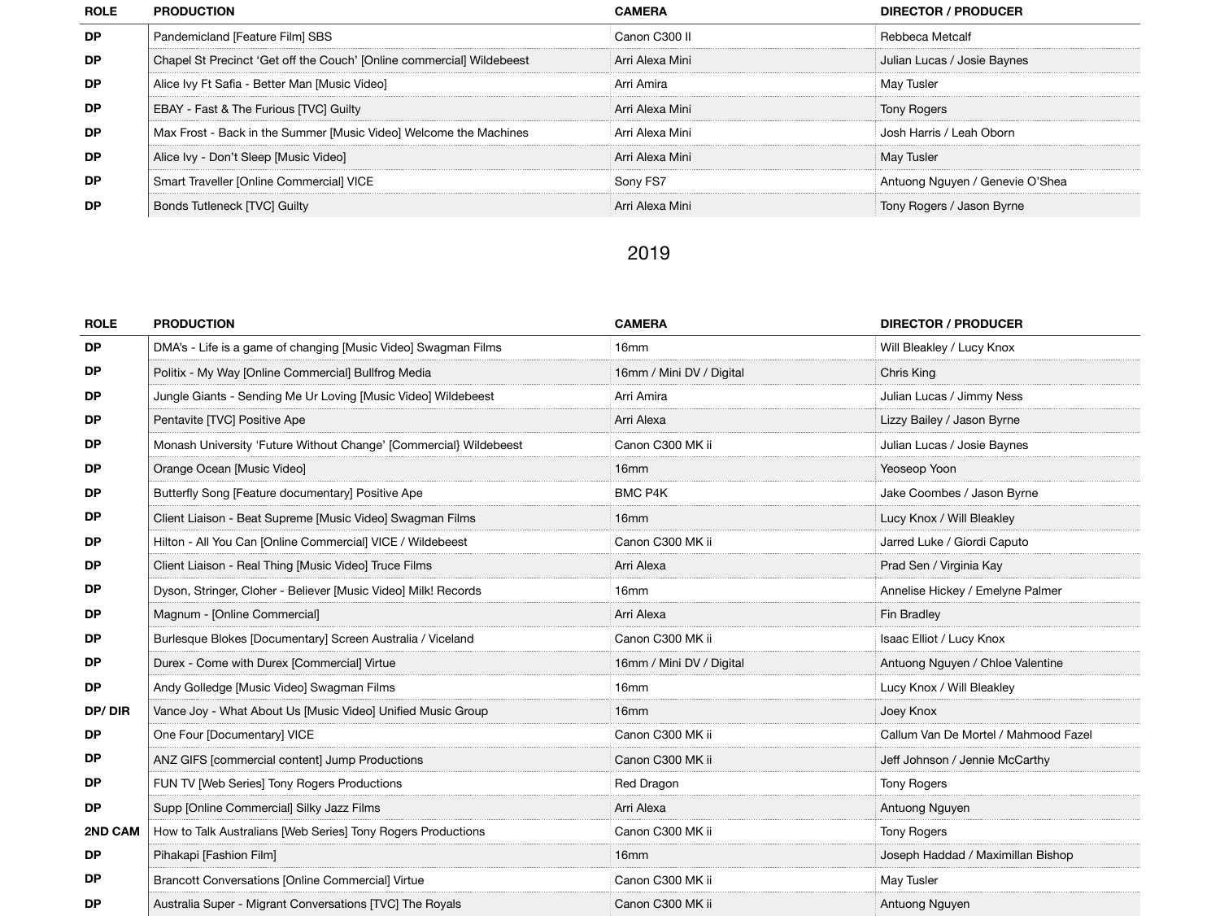| ROLE | PRODUCTION | CAMERA | DIRECTOR / PRODUCER |
|---|---|---|---|
| DP | Pandemicland [Feature Film] SBS | Canon C300 II | Rebbeca Metcalf |
| DP | Chapel St Precinct ‘Get off the Couch’ [Online commercial] Wildebeest | Arri Alexa Mini | Julian Lucas / Josie Baynes |
| DP | Alice Ivy Ft Safia - Better Man [Music Video] | Arri Amira | May Tusler |
| DP | EBAY - Fast & The Furious [TVC] Guilty | Arri Alexa Mini | Tony Rogers |
| DP | Max Frost - Back in the Summer [Music Video] Welcome the Machines | Arri Alexa Mini | Josh Harris / Leah Oborn |
| DP | Alice Ivy - Don’t Sleep [Music Video] | Arri Alexa Mini | May Tusler |
| DP | Smart Traveller [Online Commercial] VICE | Sony FS7 | Antuong Nguyen / Genevie O’Shea |
| DP | Bonds Tutleneck [TVC] Guilty | Arri Alexa Mini | Tony Rogers / Jason Byrne |

## 2019

| ROLE | PRODUCTION | CAMERA | DIRECTOR / PRODUCER |
|---|---|---|---|
| DP | DMA’s - Life is a game of changing [Music Video] Swagman Films | 16mm | Will Bleakley / Lucy Knox |
| DP | Politix - My Way [Online Commercial] Bullfrog Media | 16mm / Mini DV / Digital | Chris King |
| DP | Jungle Giants - Sending Me Ur Loving [Music Video] Wildebeest | Arri Amira | Julian Lucas / Jimmy Ness |
| DP | Pentavite [TVC] Positive Ape | Arri Alexa | Lizzy Bailey / Jason Byrne |
| DP | Monash University ‘Future Without Change’ [Commercial} Wildebeest | Canon C300 MK ii | Julian Lucas / Josie Baynes |
| DP | Orange Ocean [Music Video] | 16mm | Yeoseop Yoon |
| DP | Butterfly Song [Feature documentary] Positive Ape | BMC P4K | Jake Coombes / Jason Byrne |
| DP | Client Liaison - Beat Supreme [Music Video] Swagman Films | 16mm | Lucy Knox / Will Bleakley |
| DP | Hilton - All You Can [Online Commercial] VICE / Wildebeest | Canon C300 MK ii | Jarred Luke / Giordi Caputo |
| DP | Client Liaison - Real Thing [Music Video] Truce Films | Arri Alexa | Prad Sen / Virginia Kay |
| DP | Dyson, Stringer, Cloher - Believer [Music Video] Milk! Records | 16mm | Annelise Hickey / Emelyne Palmer |
| DP | Magnum - [Online Commercial] | Arri Alexa | Fin Bradley |
| DP | Burlesque Blokes [Documentary] Screen Australia / Viceland | Canon C300 MK ii | Isaac Elliot / Lucy Knox |
| DP | Durex - Come with Durex [Commercial] Virtue | 16mm / Mini DV / Digital | Antuong Nguyen / Chloe Valentine |
| DP | Andy Golledge [Music Video] Swagman Films | 16mm | Lucy Knox / Will Bleakley |
| DP/ DIR | Vance Joy - What About Us [Music Video] Unified Music Group | 16mm | Joey Knox |
| DP | One Four [Documentary] VICE | Canon C300 MK ii | Callum Van De Mortel / Mahmood Fazel |
| DP | ANZ GIFS [commercial content] Jump Productions | Canon C300 MK ii | Jeff Johnson / Jennie McCarthy |
| DP | FUN TV [Web Series] Tony Rogers Productions | Red Dragon | Tony Rogers |
| DP | Supp [Online Commercial] Silky Jazz Films | Arri Alexa | Antuong Nguyen |
| 2ND CAM | How to Talk Australians [Web Series] Tony Rogers Productions | Canon C300 MK ii | Tony Rogers |
| DP | Pihakapi [Fashion Film] | 16mm | Joseph Haddad / Maximillan Bishop |
| DP | Brancott Conversations [Online Commercial] Virtue | Canon C300 MK ii | May Tusler |
| DP | Australia Super - Migrant Conversations [TVC] The Royals | Canon C300 MK ii | Antuong Nguyen |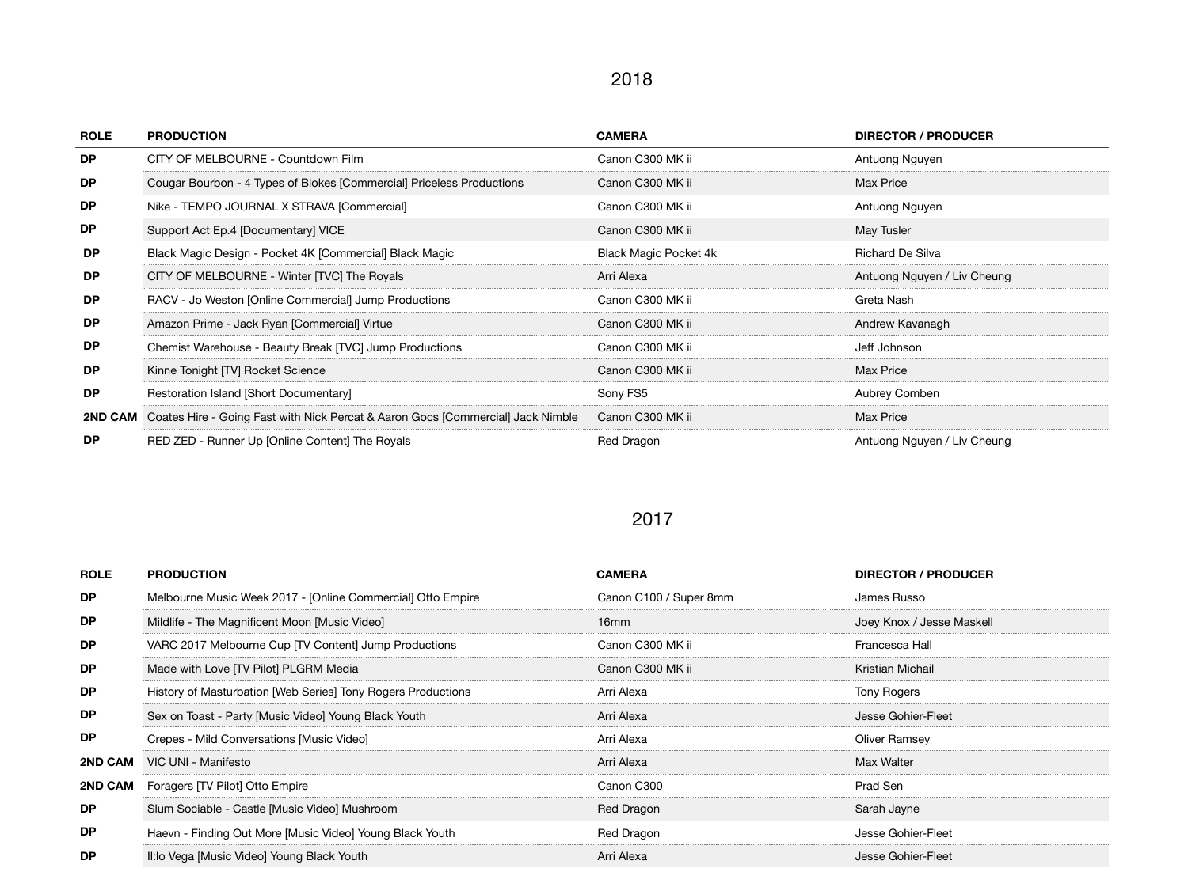## 2018

| ROLE | PRODUCTION | CAMERA | DIRECTOR / PRODUCER |
|---|---|---|---|
| **DP** | CITY OF MELBOURNE - Countdown Film | Canon C300 MK ii | Antuong Nguyen |
| **DP** | Cougar Bourbon - 4 Types of Blokes [Commercial] Priceless Productions | Canon C300 MK ii | Max Price |
| **DP** | Nike - TEMPO JOURNAL X STRAVA [Commercial] | Canon C300 MK ii | Antuong Nguyen |
| **DP** | Support Act Ep.4 [Documentary] VICE | Canon C300 MK ii | May Tusler |
| **DP** | Black Magic Design - Pocket 4K [Commercial] Black Magic | Black Magic Pocket 4k | Richard De Silva |
| **DP** | CITY OF MELBOURNE - Winter [TVC] The Royals | Arri Alexa | Antuong Nguyen / Liv Cheung |
| **DP** | RACV - Jo Weston [Online Commercial] Jump Productions | Canon C300 MK ii | Greta Nash |
| **DP** | Amazon Prime - Jack Ryan [Commercial] Virtue | Canon C300 MK ii | Andrew Kavanagh |
| **DP** | Chemist Warehouse - Beauty Break [TVC] Jump Productions | Canon C300 MK ii | Jeff Johnson |
| **DP** | Kinne Tonight [TV] Rocket Science | Canon C300 MK ii | Max Price |
| **DP** | Restoration Island [Short Documentary] | Sony FS5 | Aubrey Comben |
| **2ND CAM** | Coates Hire - Going Fast with Nick Percat & Aaron Gocs [Commercial] Jack Nimble | Canon C300 MK ii | Max Price |
| **DP** | RED ZED - Runner Up [Online Content] The Royals | Red Dragon | Antuong Nguyen / Liv Cheung |

## 2017

| ROLE | PRODUCTION | CAMERA | DIRECTOR / PRODUCER |
|---|---|---|---|
| **DP** | Melbourne Music Week 2017 - [Online Commercial] Otto Empire | Canon C100 / Super 8mm | James Russo |
| **DP** | Mildlife - The Magnificent Moon [Music Video] | 16mm | Joey Knox / Jesse Maskell |
| **DP** | VARC 2017 Melbourne Cup [TV Content] Jump Productions | Canon C300 MK ii | Francesca Hall |
| **DP** | Made with Love [TV Pilot] PLGRM Media | Canon C300 MK ii | Kristian Michail |
| **DP** | History of Masturbation [Web Series] Tony Rogers Productions | Arri Alexa | Tony Rogers |
| **DP** | Sex on Toast - Party [Music Video] Young Black Youth | Arri Alexa | Jesse Gohier-Fleet |
| **DP** | Crepes - Mild Conversations [Music Video] | Arri Alexa | Oliver Ramsey |
| **2ND CAM** | VIC UNI - Manifesto | Arri Alexa | Max Walter |
| **2ND CAM** | Foragers [TV Pilot] Otto Empire | Canon C300 | Prad Sen |
| **DP** | Slum Sociable - Castle [Music Video] Mushroom | Red Dragon | Sarah Jayne |
| **DP** | Haevn - Finding Out More [Music Video] Young Black Youth | Red Dragon | Jesse Gohier-Fleet |
| **DP** | Il:lo Vega [Music Video] Young Black Youth | Arri Alexa | Jesse Gohier-Fleet |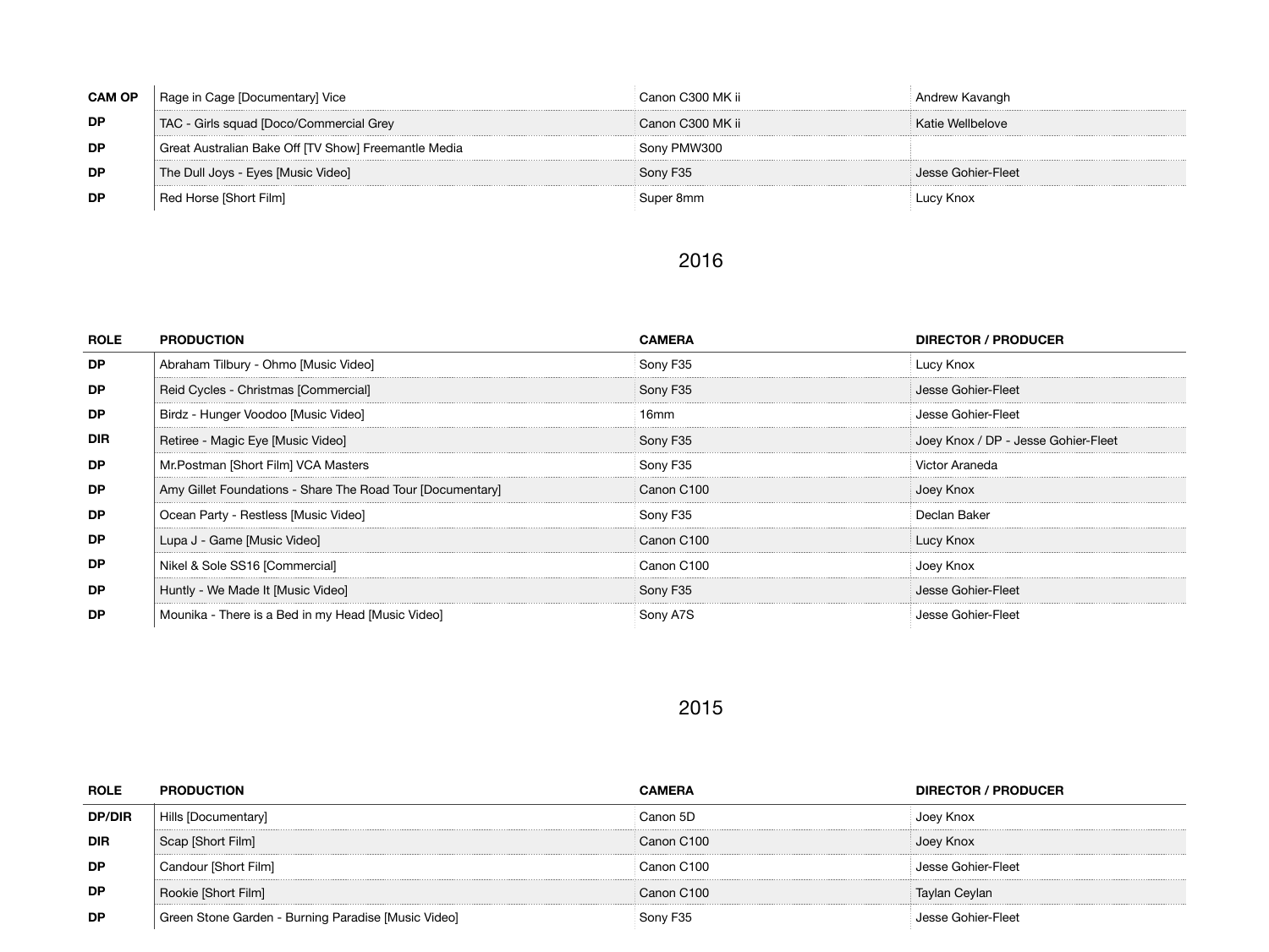| | | | |
|---|---|---|---|
| **CAM OP** | Rage in Cage [Documentary] Vice | Canon C300 MK ii | Andrew Kavangh |
| **DP** | TAC - Girls squad [Doco/Commercial Grey | Canon C300 MK ii | Katie Wellbelove |
| **DP** | Great Australian Bake Off [TV Show] Freemantle Media | Sony PMW300 | |
| **DP** | The Dull Joys - Eyes [Music Video] | Sony F35 | Jesse Gohier-Fleet |
| **DP** | Red Horse [Short Film] | Super 8mm | Lucy Knox |

## 2016

| ROLE | PRODUCTION | CAMERA | DIRECTOR / PRODUCER |
|---|---|---|---|
| **DP** | Abraham Tilbury - Ohmo [Music Video] | Sony F35 | Lucy Knox |
| **DP** | Reid Cycles - Christmas [Commercial] | Sony F35 | Jesse Gohier-Fleet |
| **DP** | Birdz - Hunger Voodoo [Music Video] | 16mm | Jesse Gohier-Fleet |
| **DIR** | Retiree - Magic Eye [Music Video] | Sony F35 | Joey Knox / DP - Jesse Gohier-Fleet |
| **DP** | Mr.Postman [Short Film] VCA Masters | Sony F35 | Victor Araneda |
| **DP** | Amy Gillet Foundations - Share The Road Tour [Documentary] | Canon C100 | Joey Knox |
| **DP** | Ocean Party - Restless [Music Video] | Sony F35 | Declan Baker |
| **DP** | Lupa J - Game [Music Video] | Canon C100 | Lucy Knox |
| **DP** | Nikel & Sole SS16 [Commercial] | Canon C100 | Joey Knox |
| **DP** | Huntly - We Made It [Music Video] | Sony F35 | Jesse Gohier-Fleet |
| **DP** | Mounika - There is a Bed in my Head [Music Video] | Sony A7S | Jesse Gohier-Fleet |

## 2015

| ROLE | PRODUCTION | CAMERA | DIRECTOR / PRODUCER |
|---|---|---|---|
| **DP/DIR** | Hills [Documentary] | Canon 5D | Joey Knox |
| **DIR** | Scap [Short Film] | Canon C100 | Joey Knox |
| **DP** | Candour [Short Film] | Canon C100 | Jesse Gohier-Fleet |
| **DP** | Rookie [Short Film] | Canon C100 | Taylan Ceylan |
| **DP** | Green Stone Garden - Burning Paradise [Music Video] | Sony F35 | Jesse Gohier-Fleet |